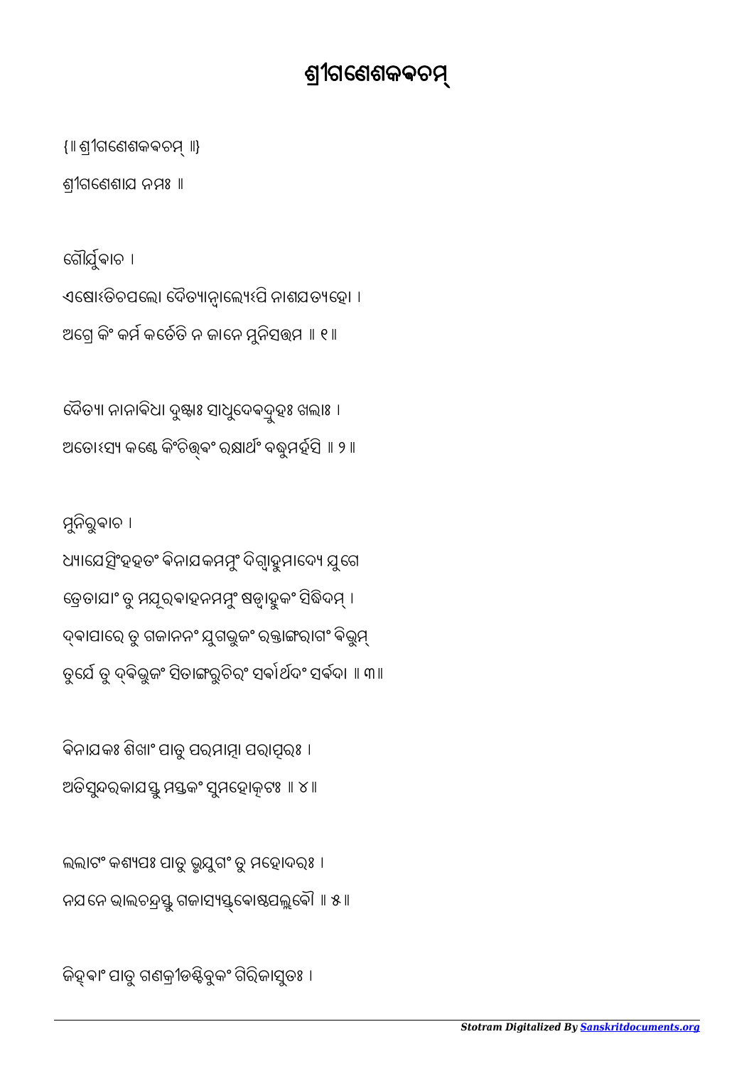# ଶ୍ରୀଗଣେଶକଵଚମ୍

{॥ ଶ୍ରୀଗଣେଶକଵଚମ୍ ॥}

ଶ୍ରୀଗଣେଶାଯ ନମଃ ॥

ଗୌର୍ଯୁଵାଚ ।

ଏଷୋଽତିଚପଲୋ ଦୈତ୍ୟାନ୍ବାଲ୍ୟେଽପି ନାଶଯତ୍ୟହୋ ।

ଅଗ୍ରେ କିଂ କର୍ମ କର୍ତେତି ନ ଜାନେ ମୁନିସତ୍ତମ ॥ ୧॥

ଦୈତ୍ୟା ନାନାଵିଧା ଦୁଷ୍ଟାଃ ସାଧୁଦେଵଦ୍ରୁହଃ ଖଲାଃ ।

ଅତୋଽସ୍ୟ କଣ୍ଠେ କିଂଚିତ୍ତ୍ଵଂ ରକ୍ଷାର୍ଥଂ ବଦ୍ଧୁମର୍ହସି ॥ ୨॥

ମୁନିରୁଵାଚ ।

ଧ୍ୟାଯେତ୍ସିଂହହତଂ ଵିନାଯକମମୁଂ ଦିଗ୍ବାହୁମାଦ୍ୟେ ଯୁଗେ

ତ୍ରେତାଯାଂ ତୁ ମଯୂରଵାହନମମୁଂ ଷଡ୍ବାହୁକଂ ସିଦ୍ଧିଦମ୍ ।

ଦ୍ଵାପାରେ ତୁ ଗଜାନନଂ ଯୁଗଭୁଜଂ ରକ୍ତାଙ୍ଗରାଗଂ ଵିଭୁମ୍

ତୁର୍ଯେ ତୁ ଦ୍ଵିଭୁଜଂ ସିତାଙ୍ଗରୁଚିରଂ ସର୍ଵାର୍ଥଦଂ ସର୍ଵଦା ॥ ୩॥

ଵିନାଯକଃ ଶିଖାଂ ପାତୁ ପରମାତ୍ମା ପରାତ୍ପରଃ ।

ଅତିସୁନ୍ଦରକାଯସ୍ତୁ ମସ୍ତକଂ ସୁମହୋତ୍କଟଃ ॥ ୪॥

ଲଲାଟଂ କଶ୍ୟପଃ ପାତୁ ଭ୍ରୂଯୁଗଂ ତୁ ମହୋଦରଃ ।

ନଯନେ ଭାଲଚନ୍ଦ୍ରସ୍ତୁ ଗଜାସ୍ୟସ୍ତ୍ଵୋଷ୍ଠପଲ୍ଲଵୌ ॥ ୫॥

ଜିହ୍ଵାଂ ପାତୁ ଗଣକ୍ରୀଡଶ୍ଚିବୁକଂ ଗିରିଜାସୁତଃ ।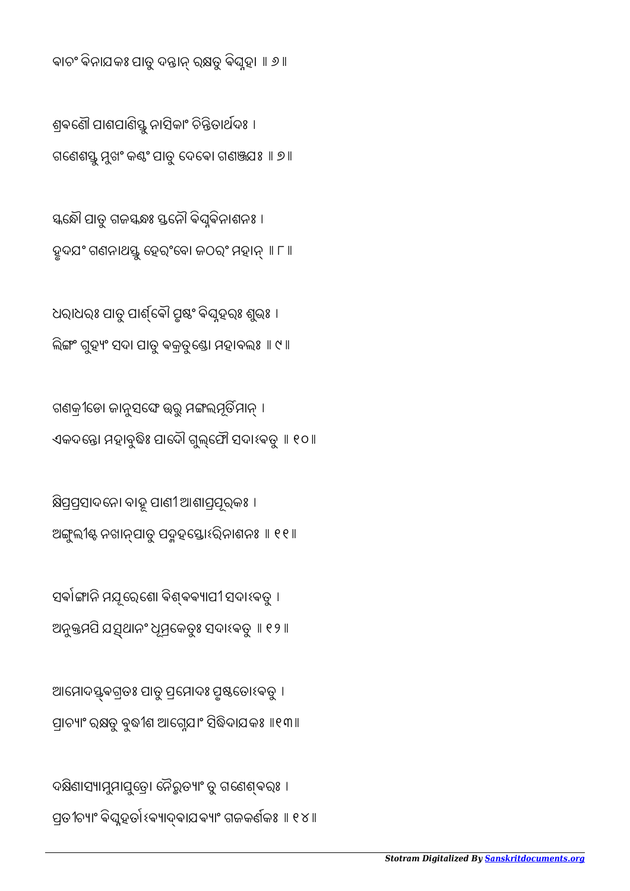ବାଚଂ ବିନାଯକଃ ପାତୁ ଦନ୍ତାନ୍ ରକ୍ଷତୁ ବିଘ୍ନହା ॥ ୬॥

ଶ୍ରବଣୌ ପାଶପାଣିସ୍ତୁ ନାସିକାଂ ଚିନ୍ତିତାର୍ଥଦଃ ।
ଗଣେଶସ୍ତୁ ମୁଖଂ କଣ୍ଠଂ ପାତୁ ଦେବୋ ଗଣଞ୍ଜଯଃ ॥ ୭॥

ସ୍କନ୍ଧୌ ପାତୁ ଗଜସ୍କନ୍ଧଃ ସ୍ତନୌ ବିଘ୍ନବିନାଶନଃ ।
ହୃଦଯଂ ଗଣନାଥସ୍ତୁ ହେରଂବୋ ଜଠରଂ ମହାନ୍ ॥ ୮॥

ଧରାଧରଃ ପାତୁ ପାର୍ଶ୍ଵୌ ପୃଷ୍ଠଂ ବିଘ୍ନହରଃ ଶୁଭଃ ।
ଲିଙ୍ଗଂ ଗୁହ୍ୟଂ ସଦା ପାତୁ ବକ୍ରତୁଣ୍ଡୋ ମହାବଲଃ ॥ ୯॥

ଗଣକ୍ରୀଡୋ ଜାନୁସଙ୍ଘେ ଊରୂ ମଙ୍ଗଲମୂର୍ତିମାନ୍ ।
ଏକଦନ୍ତୋ ମହାବୁଦ୍ଧିଃ ପାଦୌ ଗୁଲ୍ଫୌ ସଦାଽବତୁ ॥ ୧୦॥

କ୍ଷିପ୍ରପ୍ରସାଦନୋ ବାହୂ ପାଣୀ ଆଶାପ୍ରପୂରକଃ ।
ଅଙ୍ଗୁଲୀଶ୍ଚ ନଖାନ୍ପାତୁ ପଦ୍ମହସ୍ତୋଽରିନାଶନଃ ॥ ୧୧॥

ସର୍ବାଙ୍ଗାନି ମଯୂରେଶୋ ବିଶ୍ଵବ୍ୟାପୀ ସଦାଽବତୁ ।
ଅନୁକ୍ତମପି ଯତ୍ସ୍ଥାନଂ ଧୂମ୍ରକେତୁଃ ସଦାଽବତୁ ॥ ୧୨॥

ଆମୋଦସ୍ତ୍ଵଗ୍ରତଃ ପାତୁ ପ୍ରମୋଦଃ ପୃଷ୍ଠତୋଽବତୁ ।
ପ୍ରାଚ୍ୟାଂ ରକ୍ଷତୁ ବୁଦ୍ଧୀଶ ଆଗ୍ନେଯାଂ ସିଦ୍ଧିଦାଯକଃ ॥୧୩॥

ଦକ୍ଷିଣାସ୍ୟାମୁମାପୁତ୍ରୋ ନୈରୃତ୍ୟାଂ ତୁ ଗଣେଶ୍ଵରଃ ।
ପ୍ରତୀଚ୍ୟାଂ ବିଘ୍ନହର୍ତାଽବ୍ୟାଦ୍ଵାଯବ୍ୟାଂ ଗଜକର୍ଣକଃ ॥ ୧୪॥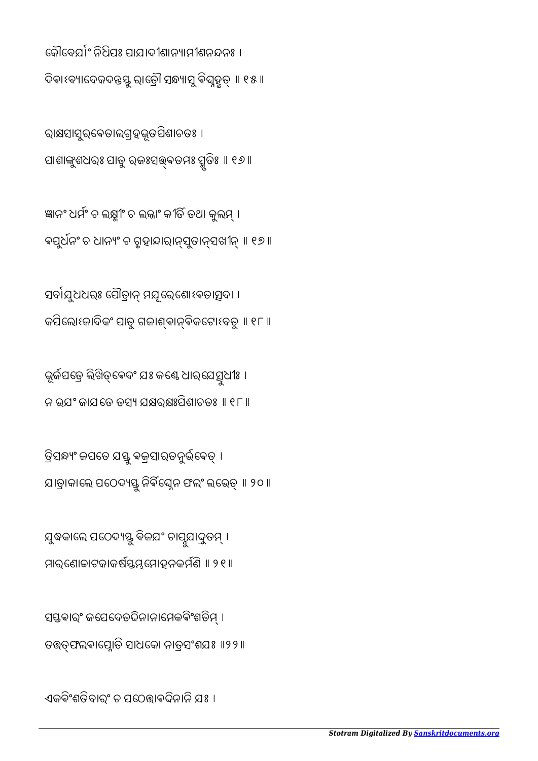କୌବେର୍ଯାଂ ନିଧିପଃ ପାଯାଦୀଶାନ୍ୟାମୀଶନନ୍ଦନଃ ।
ଦିବାଽବ୍ୟାଦେକଦନ୍ତସ୍ତୁ ରାତ୍ରୌ ସନ୍ଧ୍ୟାସୁ ବିଘ୍ନହୃତ୍ ॥ ୧୫ ॥

ରାକ୍ଷସାସୁରବେତାଲଗ୍ରହଭୂତପିଶାଚତଃ ।
ପାଶାଙ୍କୁଶଧରଃ ପାତୁ ରଜଃସତ୍ତ୍ୱତମଃ ସ୍ମୃତିଃ ॥ ୧୬ ॥

ଜ୍ଞାନଂ ଧର୍ମଂ ଚ ଲକ୍ଷ୍ମୀଂ ଚ ଲଜ୍ଜାଂ କୀର୍ତିଂ ତଥା କୁଲମ୍ ।
ବପୁର୍ଧନଂ ଚ ଧାନ୍ୟଂ ଚ ଗୃହାନ୍ଦାରାନ୍ସୁତାନ୍ସଖୀନ୍ ॥ ୧୭ ॥

ସର୍ବାଯୁଧଧରଃ ପୌତ୍ରାନ୍ ମଯୂରେଶୋଽବତାତ୍ସଦା ।
କପିଲୋଽଜାଦିକଂ ପାତୁ ଗଜାଶ୍ୱାନ୍ବିକଟୋଽବତୁ ॥ ୧୮ ॥

ଭୂର୍ଜପତ୍ରେ ଲିଖିତ୍ୱେଦଂ ଯଃ କଣ୍ଠେ ଧାରଯେତ୍ସୁଧୀଃ ।
ନ ଭଯଂ ଜାଯତେ ତସ୍ୟ ଯକ୍ଷରକ୍ଷଃପିଶାଚତଃ ॥ ୧୮ ॥

ତ୍ରିସନ୍ଧ୍ୟଂ ଜପତେ ଯସ୍ତୁ ବଜ୍ରସାରତନୁର୍ଭବେତ୍ ।
ଯାତ୍ରାକାଲେ ପଠେଦ୍ୟସ୍ତୁ ନିର୍ବିଘ୍ନେନ ଫଲଂ ଲଭେତ୍ ॥ ୨୦ ॥

ଯୁଦ୍ଧକାଲେ ପଠେଦ୍ୟସ୍ତୁ ବିଜଯଂ ଚାପ୍ନୁଯାଦ୍ଧ୍ରୁତମ୍ ।
ମାରଣୋଚ୍ଚାଟକାକର୍ଷସ୍ତମ୍ଭମୋହନକର୍ମଣି ॥ ୨୧ ॥

ସପ୍ତବାରଂ ଜପେଦେତଦ୍ଦିନାନାମେକବିଂଶତିମ୍ ।
ତତ୍ତତ୍ଫଲବାପ୍ନୋତି ସାଧକୋ ନାତ୍ରସଂଶଯଃ ॥୨୨॥

ଏକବିଂଶତିବାରଂ ଚ ପଠେତ୍ତାବଦ୍ଦିନାନି ଯଃ ।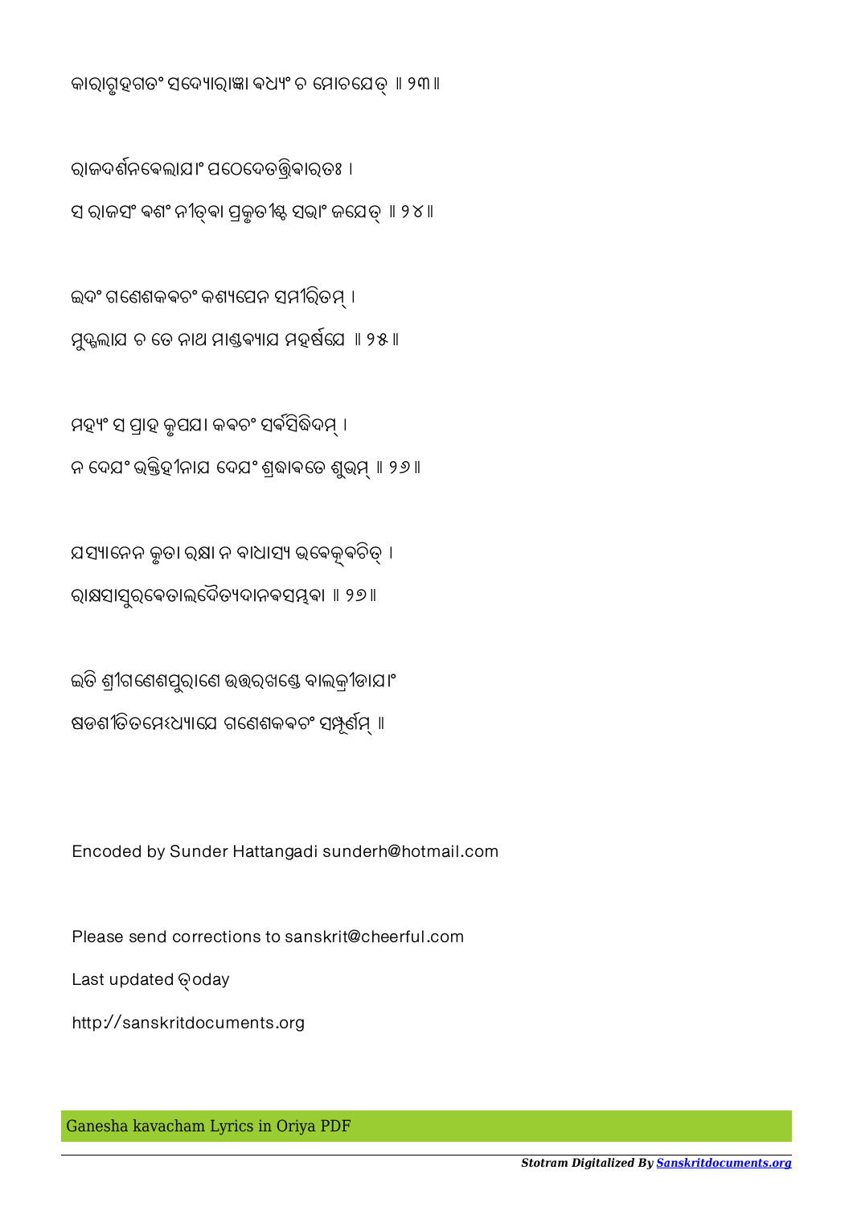କାରାଗୃହଗତଂ ସଦ୍ୟୋରାଜ୍ଞା ବଧ୍ୟଂ ଚ ମୋଚୟେତ୍ ॥ ୨୩॥

ରାଜଦର୍ଶନବେଲାୟାଂ ପଠେଦେତତ୍ତ୍ରିବାରତଃ ।
ସ ରାଜସଂ ବଶଂ ନୀତ୍ୱା ପ୍ରକୃତୀଶ୍ଚ ସଭାଂ ଜୟେତ୍ ॥ ୨୪॥

ଇଦଂ ଗଣେଶକବଚଂ କଶ୍ୟପେନ ସମୀରିତମ୍ ।
ମୁଦ୍ଗଲାୟ ଚ ତେ ନାଥ ମାଣ୍ଡବ୍ୟାୟ ମହର୍ଷୟେ ॥ ୨୫॥

ମହ୍ୟଂ ସ ପ୍ରାହ କୃପୟା କବଚଂ ସର୍ବସିଦ୍ଧିଦମ୍ ।
ନ ଦେୟଂ ଭକ୍ତିହୀନାୟ ଦେୟଂ ଶ୍ରଦ୍ଧାବତେ ଶୁଭମ୍ ॥ ୨୬॥

ୟସ୍ୟାନେନ କୃତା ରକ୍ଷା ନ ବାଧାସ୍ୟ ଭବେତ୍କ୍ୱଚିତ୍ ।
ରାକ୍ଷସାସୁରବେତାଲଦୈତ୍ୟଦାନବସମ୍ଭବା ॥ ୨୭॥

ଇତି ଶ୍ରୀଗଣେଶପୁରାଣେ ଉତ୍ତରଖଣ୍ଡେ ବାଲକ୍ରୀଡାୟାଂ
ଷଡଶୀତିତମେଽଧ୍ୟାୟେ ଗଣେଶକବଚଂ ସମ୍ପୂର୍ଣମ୍ ॥

Encoded by Sunder Hattangadi sunderh@hotmail.com

Please send corrections to sanskrit@cheerful.com

Last updated ତ୍oday

http://sanskritdocuments.org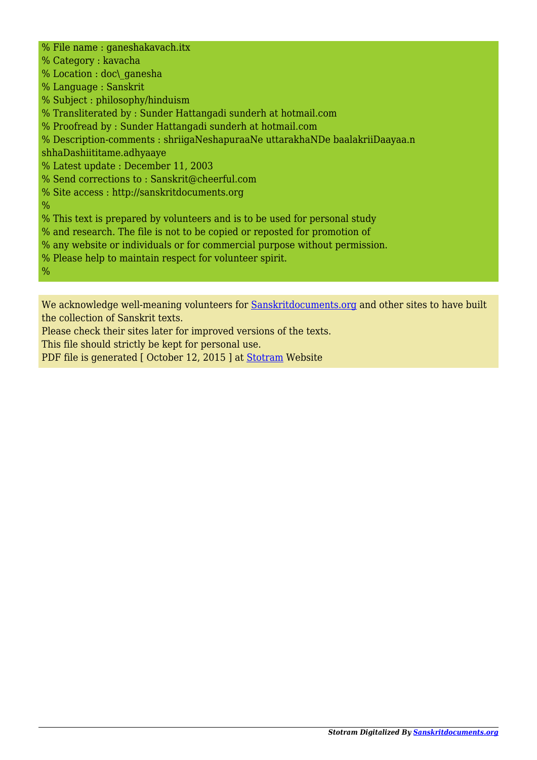% File name : ganeshakavach.itx
% Category : kavacha
% Location : doc\_ganesha
% Language : Sanskrit
% Subject : philosophy/hinduism
% Transliterated by : Sunder Hattangadi sunderh at hotmail.com
% Proofread by : Sunder Hattangadi sunderh at hotmail.com
% Description-comments : shriigaNeshapuraaNe uttarakhaNDe baalakriiDaayaa.n shhaDashiititame.adhyaaye
% Latest update : December 11, 2003
% Send corrections to : Sanskrit@cheerful.com
% Site access : http://sanskritdocuments.org
%
% This text is prepared by volunteers and is to be used for personal study
% and research. The file is not to be copied or reposted for promotion of
% any website or individuals or for commercial purpose without permission.
% Please help to maintain respect for volunteer spirit.
%

We acknowledge well-meaning volunteers for Sanskritdocuments.org and other sites to have built the collection of Sanskrit texts.
Please check their sites later for improved versions of the texts.
This file should strictly be kept for personal use.
PDF file is generated [ October 12, 2015 ] at Stotram Website